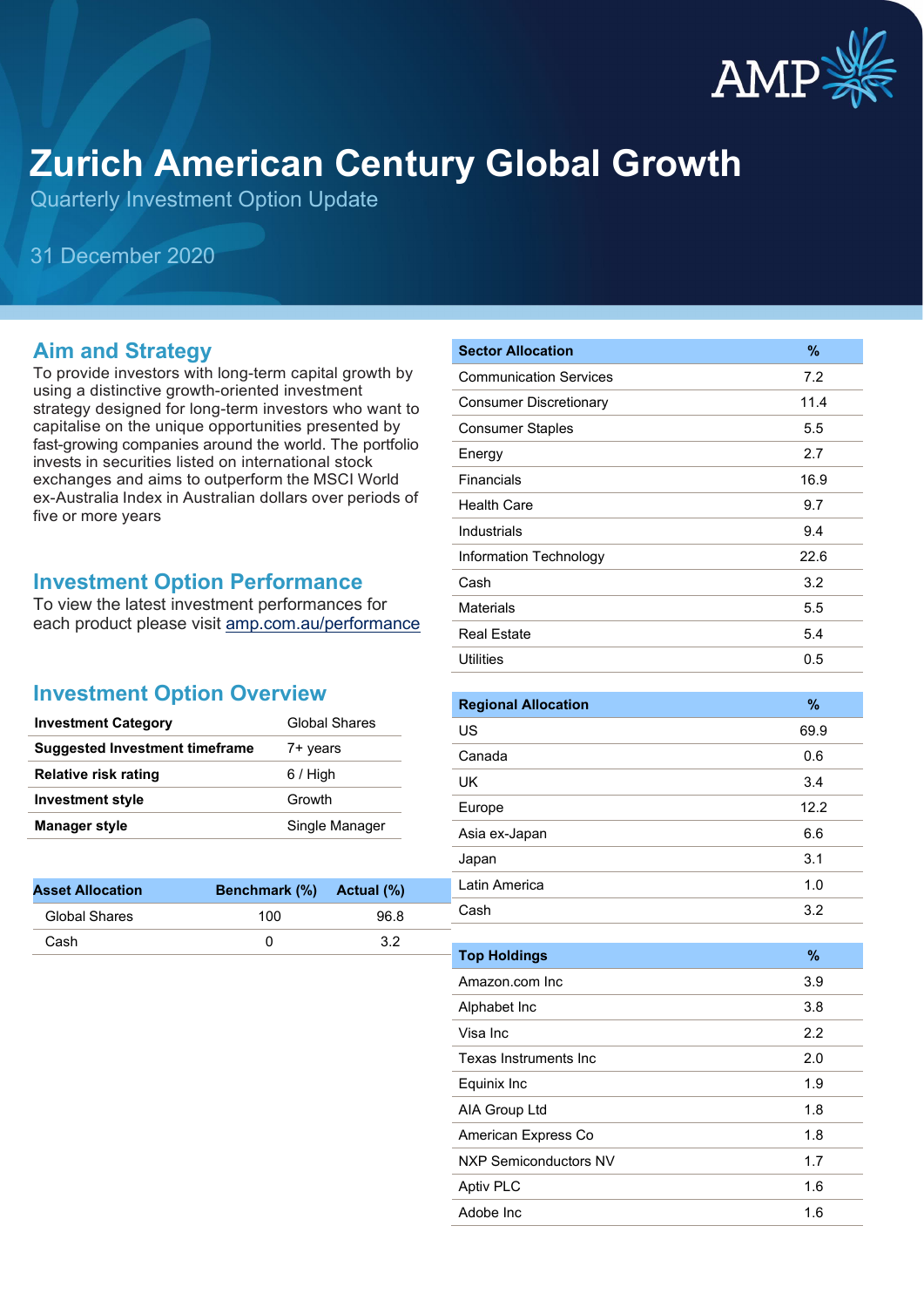# Zurich American Century Global Growth

Quarterly Investment Option Update

31 December 2020

## Aim and Strategy

To provide investors with long-term capital growth by using a distinctive growth-oriented investment strategy designed for long-term investors who want to capitalise on the unique opportunities presented by fast-growing companies around the world. The portfolio invests in securities listed on international stock exchanges and aims to outperform the MSCI World ex-Australia Index in Australian dollars over periods of five or more years

## Investment Option Performance

To view the latest investment performances for each product please visit [amp.com.au/performance](amp.com.au/performance)

## Investment Option Overview

| | |
|---|---|
| **Investment Category** | Global Shares |
| **Suggested Investment timeframe** | 7+ years |
| **Relative risk rating** | 6 / High |
| **Investment style** | Growth |
| **Manager style** | Single Manager |

| Asset Allocation | Benchmark (%) | Actual (%) |
|---|---|---|
| Global Shares | 100 | 96.8 |
| Cash | 0 | 3.2 |

| Sector Allocation | % |
|---|---|
| Communication Services | 7.2 |
| Consumer Discretionary | 11.4 |
| Consumer Staples | 5.5 |
| Energy | 2.7 |
| Financials | 16.9 |
| Health Care | 9.7 |
| Industrials | 9.4 |
| Information Technology | 22.6 |
| Cash | 3.2 |
| Materials | 5.5 |
| Real Estate | 5.4 |
| Utilities | 0.5 |

| Regional Allocation | % |
|---|---|
| US | 69.9 |
| Canada | 0.6 |
| UK | 3.4 |
| Europe | 12.2 |
| Asia ex-Japan | 6.6 |
| Japan | 3.1 |
| Latin America | 1.0 |
| Cash | 3.2 |

| Top Holdings | % |
|---|---|
| Amazon.com Inc | 3.9 |
| Alphabet Inc | 3.8 |
| Visa Inc | 2.2 |
| Texas Instruments Inc | 2.0 |
| Equinix Inc | 1.9 |
| AIA Group Ltd | 1.8 |
| American Express Co | 1.8 |
| NXP Semiconductors NV | 1.7 |
| Aptiv PLC | 1.6 |
| Adobe Inc | 1.6 |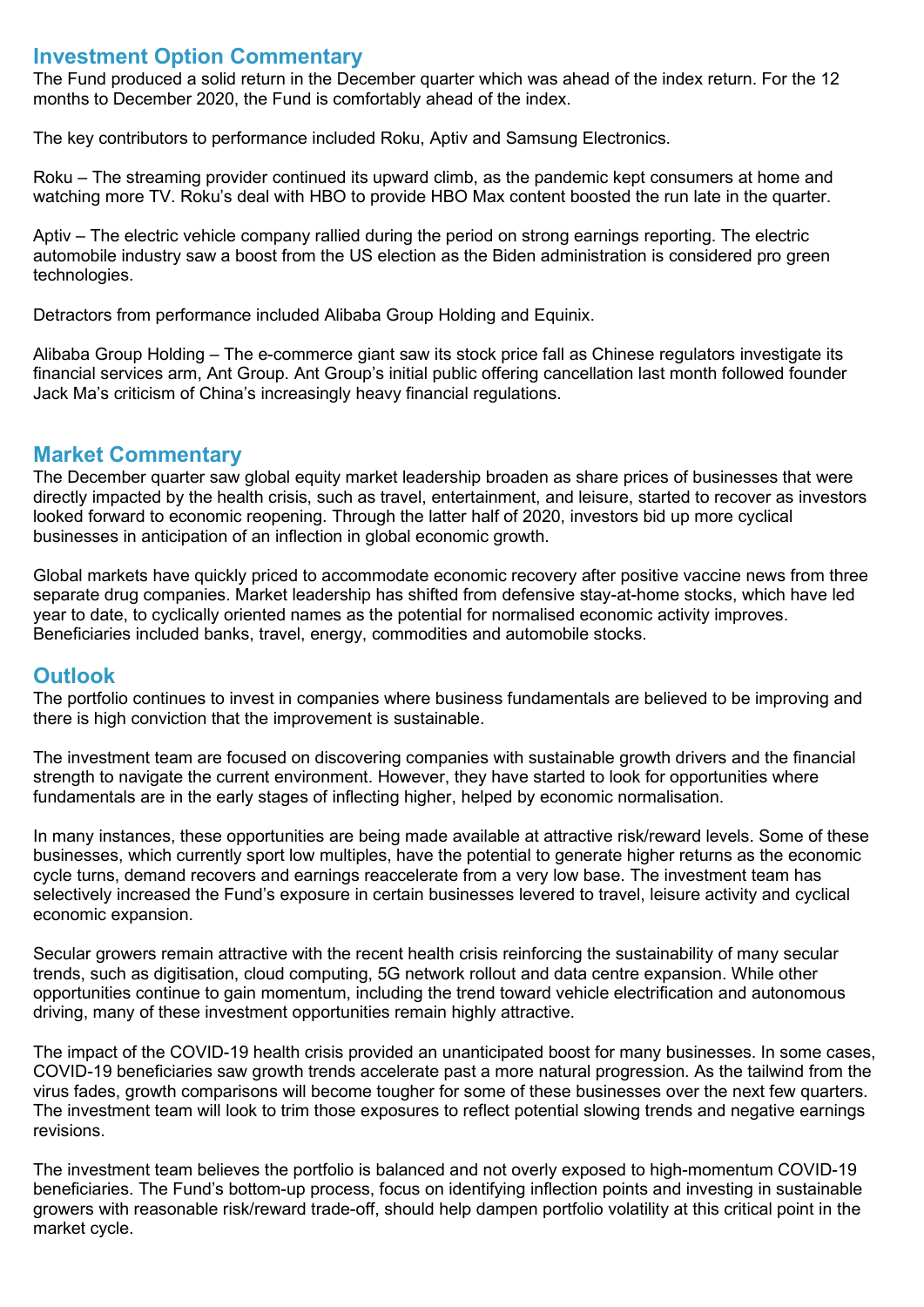## Investment Option Commentary

The Fund produced a solid return in the December quarter which was ahead of the index return. For the 12 months to December 2020, the Fund is comfortably ahead of the index.

The key contributors to performance included Roku, Aptiv and Samsung Electronics.

Roku – The streaming provider continued its upward climb, as the pandemic kept consumers at home and watching more TV. Roku's deal with HBO to provide HBO Max content boosted the run late in the quarter.

Aptiv – The electric vehicle company rallied during the period on strong earnings reporting. The electric automobile industry saw a boost from the US election as the Biden administration is considered pro green technologies.

Detractors from performance included Alibaba Group Holding and Equinix.

Alibaba Group Holding – The e-commerce giant saw its stock price fall as Chinese regulators investigate its financial services arm, Ant Group. Ant Group's initial public offering cancellation last month followed founder Jack Ma's criticism of China's increasingly heavy financial regulations.

## Market Commentary

The December quarter saw global equity market leadership broaden as share prices of businesses that were directly impacted by the health crisis, such as travel, entertainment, and leisure, started to recover as investors looked forward to economic reopening. Through the latter half of 2020, investors bid up more cyclical businesses in anticipation of an inflection in global economic growth.

Global markets have quickly priced to accommodate economic recovery after positive vaccine news from three separate drug companies. Market leadership has shifted from defensive stay-at-home stocks, which have led year to date, to cyclically oriented names as the potential for normalised economic activity improves. Beneficiaries included banks, travel, energy, commodities and automobile stocks.

## Outlook

The portfolio continues to invest in companies where business fundamentals are believed to be improving and there is high conviction that the improvement is sustainable.

The investment team are focused on discovering companies with sustainable growth drivers and the financial strength to navigate the current environment. However, they have started to look for opportunities where fundamentals are in the early stages of inflecting higher, helped by economic normalisation.

In many instances, these opportunities are being made available at attractive risk/reward levels. Some of these businesses, which currently sport low multiples, have the potential to generate higher returns as the economic cycle turns, demand recovers and earnings reaccelerate from a very low base. The investment team has selectively increased the Fund's exposure in certain businesses levered to travel, leisure activity and cyclical economic expansion.

Secular growers remain attractive with the recent health crisis reinforcing the sustainability of many secular trends, such as digitisation, cloud computing, 5G network rollout and data centre expansion. While other opportunities continue to gain momentum, including the trend toward vehicle electrification and autonomous driving, many of these investment opportunities remain highly attractive.

The impact of the COVID-19 health crisis provided an unanticipated boost for many businesses. In some cases, COVID-19 beneficiaries saw growth trends accelerate past a more natural progression. As the tailwind from the virus fades, growth comparisons will become tougher for some of these businesses over the next few quarters. The investment team will look to trim those exposures to reflect potential slowing trends and negative earnings revisions.

The investment team believes the portfolio is balanced and not overly exposed to high-momentum COVID-19 beneficiaries. The Fund's bottom-up process, focus on identifying inflection points and investing in sustainable growers with reasonable risk/reward trade-off, should help dampen portfolio volatility at this critical point in the market cycle.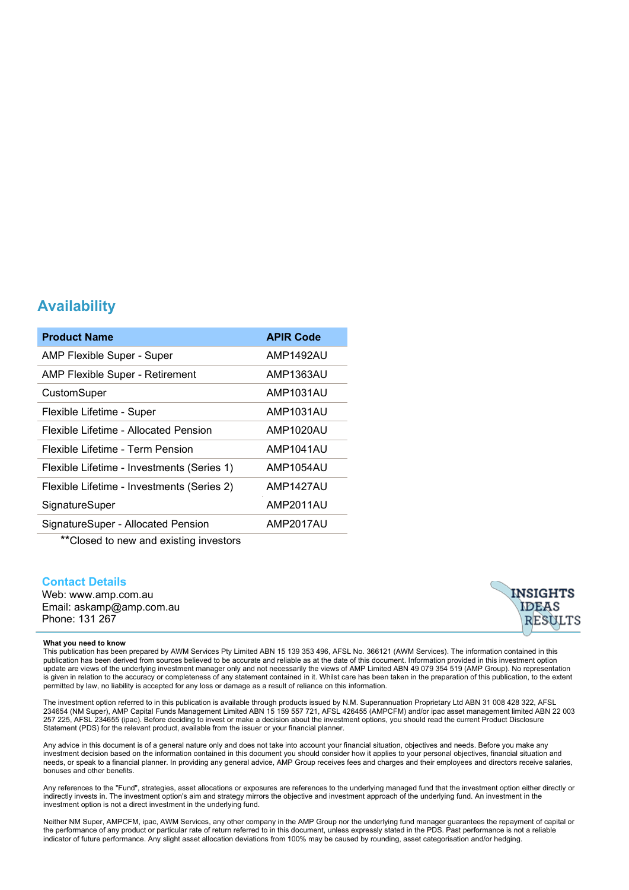## Availability

| Product Name | APIR Code |
|---|---|
| AMP Flexible Super - Super | AMP1492AU |
| AMP Flexible Super - Retirement | AMP1363AU |
| CustomSuper | AMP1031AU |
| Flexible Lifetime - Super | AMP1031AU |
| Flexible Lifetime - Allocated Pension | AMP1020AU |
| Flexible Lifetime - Term Pension | AMP1041AU |
| Flexible Lifetime - Investments (Series 1) | AMP1054AU |
| Flexible Lifetime - Investments (Series 2) | AMP1427AU |
| SignatureSuper | AMP2011AU |
| SignatureSuper - Allocated Pension | AMP2017AU |

**Closed to new and existing investors

### Contact Details

Web: www.amp.com.au
Email: askamp@amp.com.au
Phone: 131 267

INSIGHTS
IDEAS
RESULTS

**What you need to know**

This publication has been prepared by AWM Services Pty Limited ABN 15 139 353 496, AFSL No. 366121 (AWM Services). The information contained in this publication has been derived from sources believed to be accurate and reliable as at the date of this document. Information provided in this investment option update are views of the underlying investment manager only and not necessarily the views of AMP Limited ABN 49 079 354 519 (AMP Group). No representation is given in relation to the accuracy or completeness of any statement contained in it. Whilst care has been taken in the preparation of this publication, to the extent permitted by law, no liability is accepted for any loss or damage as a result of reliance on this information.

The investment option referred to in this publication is available through products issued by N.M. Superannuation Proprietary Ltd ABN 31 008 428 322, AFSL 234654 (NM Super), AMP Capital Funds Management Limited ABN 15 159 557 721, AFSL 426455 (AMPCFM) and/or ipac asset management limited ABN 22 003 257 225, AFSL 234655 (ipac). Before deciding to invest or make a decision about the investment options, you should read the current Product Disclosure Statement (PDS) for the relevant product, available from the issuer or your financial planner.

Any advice in this document is of a general nature only and does not take into account your financial situation, objectives and needs. Before you make any investment decision based on the information contained in this document you should consider how it applies to your personal objectives, financial situation and needs, or speak to a financial planner. In providing any general advice, AMP Group receives fees and charges and their employees and directors receive salaries, bonuses and other benefits.

Any references to the "Fund", strategies, asset allocations or exposures are references to the underlying managed fund that the investment option either directly or indirectly invests in. The investment option's aim and strategy mirrors the objective and investment approach of the underlying fund. An investment in the investment option is not a direct investment in the underlying fund.

Neither NM Super, AMPCFM, ipac, AWM Services, any other company in the AMP Group nor the underlying fund manager guarantees the repayment of capital or the performance of any product or particular rate of return referred to in this document, unless expressly stated in the PDS. Past performance is not a reliable indicator of future performance. Any slight asset allocation deviations from 100% may be caused by rounding, asset categorisation and/or hedging.